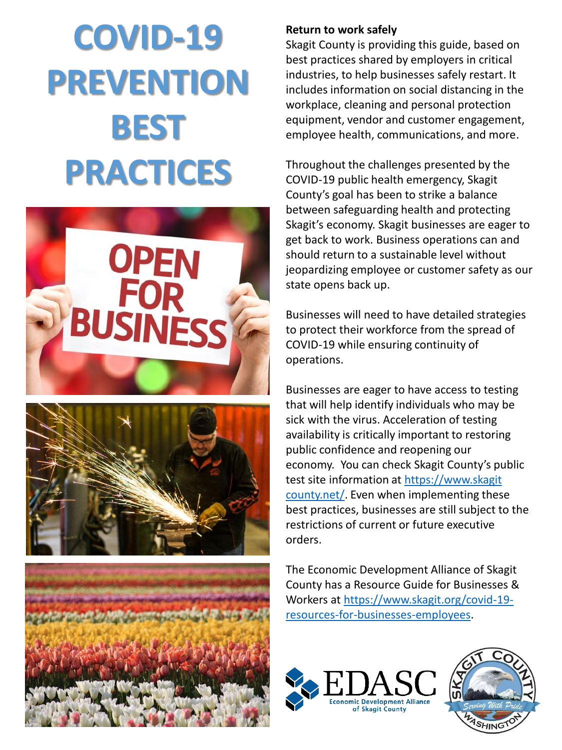# COVID-19 PREVENTION BEST PRACTICES

**Return to work safely**

Skagit County is providing this guide, based on best practices shared by employers in critical industries, to help businesses safely restart. It includes information on social distancing in the workplace, cleaning and personal protection equipment, vendor and customer engagement, employee health, communications, and more.

Throughout the challenges presented by the COVID-19 public health emergency, Skagit County's goal has been to strike a balance between safeguarding health and protecting Skagit's economy. Skagit businesses are eager to get back to work. Business operations can and should return to a sustainable level without jeopardizing employee or customer safety as our state opens back up.

Businesses will need to have detailed strategies to protect their workforce from the spread of COVID-19 while ensuring continuity of operations.

Businesses are eager to have access to testing that will help identify individuals who may be sick with the virus. Acceleration of testing availability is critically important to restoring public confidence and reopening our economy. You can check Skagit County's public test site information at [https://www.skagitcounty.net/](https://www.skagitcounty.net/). Even when implementing these best practices, businesses are still subject to the restrictions of current or future executive orders.

The Economic Development Alliance of Skagit County has a Resource Guide for Businesses & Workers at [https://www.skagit.org/covid-19-resources-for-businesses-employees](https://www.skagit.org/covid-19-resources-for-businesses-employees).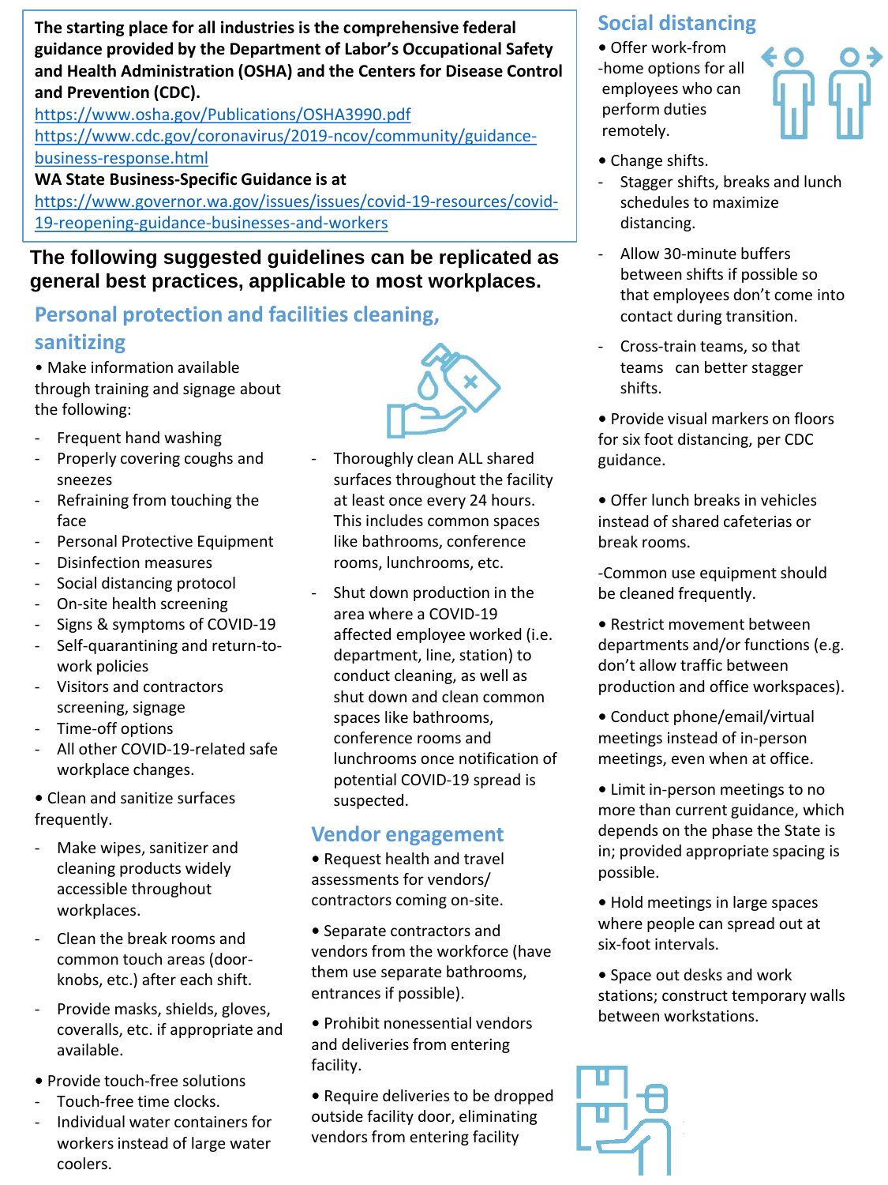**The starting place for all industries is the comprehensive federal guidance provided by the Department of Labor's Occupational Safety and Health Administration (OSHA) and the Centers for Disease Control and Prevention (CDC).**
https://www.osha.gov/Publications/OSHA3990.pdf
https://www.cdc.gov/coronavirus/2019-ncov/community/guidance-business-response.html
**WA State Business-Specific Guidance is at**
https://www.governor.wa.gov/issues/issues/covid-19-resources/covid-19-reopening-guidance-businesses-and-workers

**The following suggested guidelines can be replicated as general best practices, applicable to most workplaces.**

## Personal protection and facilities cleaning, sanitizing

- Make information available through training and signage about the following:
  - Frequent hand washing
  - Properly covering coughs and sneezes
  - Refraining from touching the face
  - Personal Protective Equipment
  - Disinfection measures
  - Social distancing protocol
  - On-site health screening
  - Signs & symptoms of COVID-19
  - Self-quarantining and return-to-work policies
  - Visitors and contractors screening, signage
  - Time-off options
  - All other COVID-19-related safe workplace changes.
- Clean and sanitize surfaces frequently.
  - Make wipes, sanitizer and cleaning products widely accessible throughout workplaces.
  - Clean the break rooms and common touch areas (door-knobs, etc.) after each shift.
  - Provide masks, shields, gloves, coveralls, etc. if appropriate and available.
- Provide touch-free solutions
  - Touch-free time clocks.
  - Individual water containers for workers instead of large water coolers.
  - Thoroughly clean ALL shared surfaces throughout the facility at least once every 24 hours. This includes common spaces like bathrooms, conference rooms, lunchrooms, etc.
  - Shut down production in the area where a COVID-19 affected employee worked (i.e. department, line, station) to conduct cleaning, as well as shut down and clean common spaces like bathrooms, conference rooms and lunchrooms once notification of potential COVID-19 spread is suspected.

## Vendor engagement

- Request health and travel assessments for vendors/ contractors coming on-site.
- Separate contractors and vendors from the workforce (have them use separate bathrooms, entrances if possible).
- Prohibit nonessential vendors and deliveries from entering facility.
- Require deliveries to be dropped outside facility door, eliminating vendors from entering facility

## Social distancing

- Offer work-from-home options for all employees who can perform duties remotely.
- Change shifts.
  - Stagger shifts, breaks and lunch schedules to maximize distancing.
  - Allow 30-minute buffers between shifts if possible so that employees don't come into contact during transition.
  - Cross-train teams, so that teams can better stagger shifts.
- Provide visual markers on floors for six foot distancing, per CDC guidance.
- Offer lunch breaks in vehicles instead of shared cafeterias or break rooms.

-Common use equipment should be cleaned frequently.

- Restrict movement between departments and/or functions (e.g. don't allow traffic between production and office workspaces).
- Conduct phone/email/virtual meetings instead of in-person meetings, even when at office.
- Limit in-person meetings to no more than current guidance, which depends on the phase the State is in; provided appropriate spacing is possible.
- Hold meetings in large spaces where people can spread out at six-foot intervals.
- Space out desks and work stations; construct temporary walls between workstations.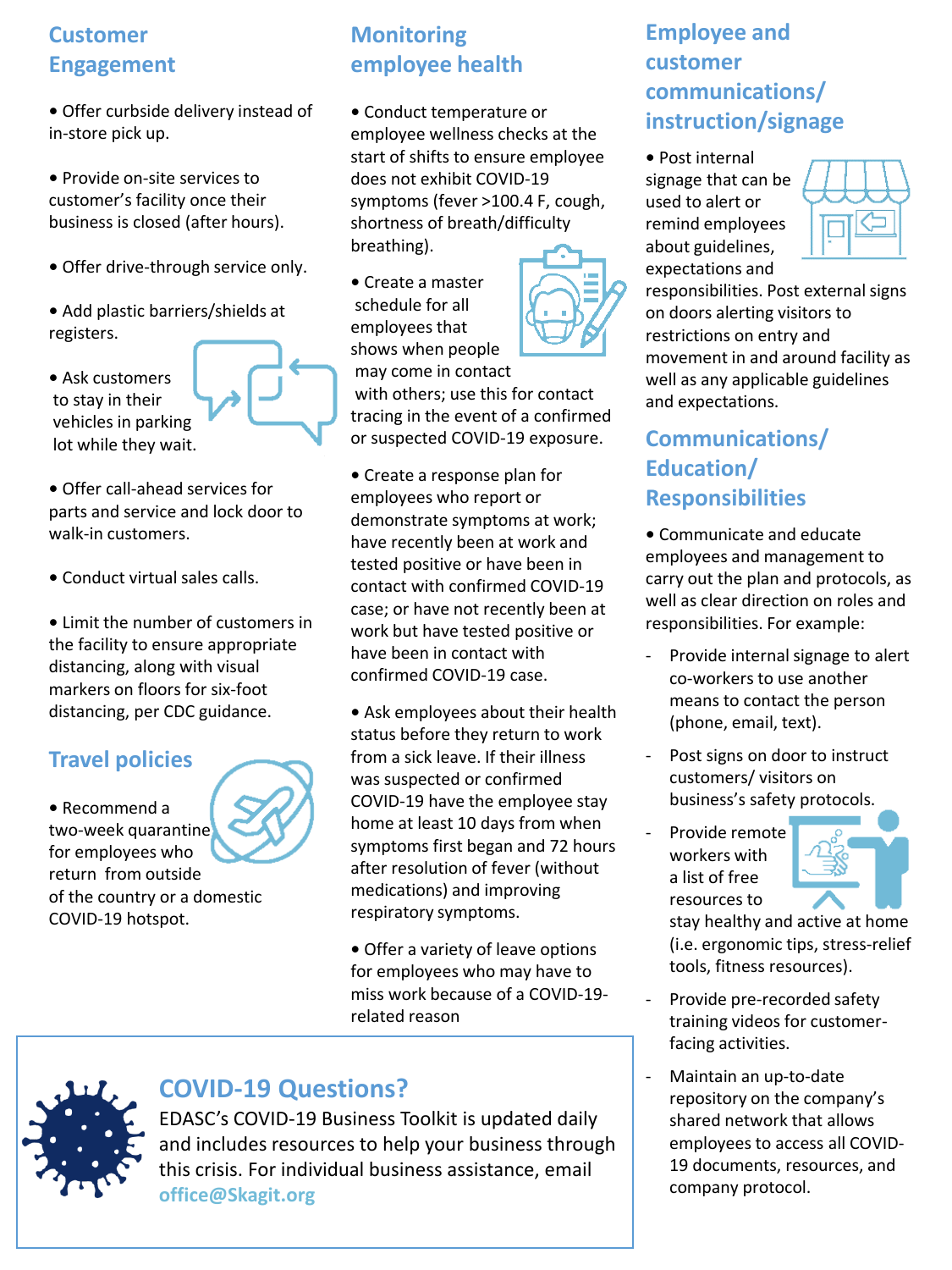## Customer Engagement

- Offer curbside delivery instead of in-store pick up.
- Provide on-site services to customer's facility once their business is closed (after hours).
- Offer drive-through service only.
- Add plastic barriers/shields at registers.
- Ask customers to stay in their vehicles in parking lot while they wait.
- Offer call-ahead services for parts and service and lock door to walk-in customers.
- Conduct virtual sales calls.
- Limit the number of customers in the facility to ensure appropriate distancing, along with visual markers on floors for six-foot distancing, per CDC guidance.

## Travel policies

- Recommend a two-week quarantine for employees who return from outside of the country or a domestic COVID-19 hotspot.

## Monitoring employee health

- Conduct temperature or employee wellness checks at the start of shifts to ensure employee does not exhibit COVID-19 symptoms (fever >100.4 F, cough, shortness of breath/difficulty breathing).
- Create a master schedule for all employees that shows when people may come in contact with others; use this for contact tracing in the event of a confirmed or suspected COVID-19 exposure.
- Create a response plan for employees who report or demonstrate symptoms at work; have recently been at work and tested positive or have been in contact with confirmed COVID-19 case; or have not recently been at work but have tested positive or have been in contact with confirmed COVID-19 case.
- Ask employees about their health status before they return to work from a sick leave. If their illness was suspected or confirmed COVID-19 have the employee stay home at least 10 days from when symptoms first began and 72 hours after resolution of fever (without medications) and improving respiratory symptoms.
- Offer a variety of leave options for employees who may have to miss work because of a COVID-19-related reason

## Employee and customer communications/ instruction/signage

- Post internal signage that can be used to alert or remind employees about guidelines, expectations and responsibilities. Post external signs on doors alerting visitors to restrictions on entry and movement in and around facility as well as any applicable guidelines and expectations.

## Communications/ Education/ Responsibilities

- Communicate and educate employees and management to carry out the plan and protocols, as well as clear direction on roles and responsibilities. For example:
  - Provide internal signage to alert co-workers to use another means to contact the person (phone, email, text).
  - Post signs on door to instruct customers/ visitors on business's safety protocols.
  - Provide remote workers with a list of free resources to stay healthy and active at home (i.e. ergonomic tips, stress-relief tools, fitness resources).
  - Provide pre-recorded safety training videos for customer-facing activities.
  - Maintain an up-to-date repository on the company's shared network that allows employees to access all COVID-19 documents, resources, and company protocol.

## COVID-19 Questions?

EDASC's COVID-19 Business Toolkit is updated daily and includes resources to help your business through this crisis. For individual business assistance, email **office@Skagit.org**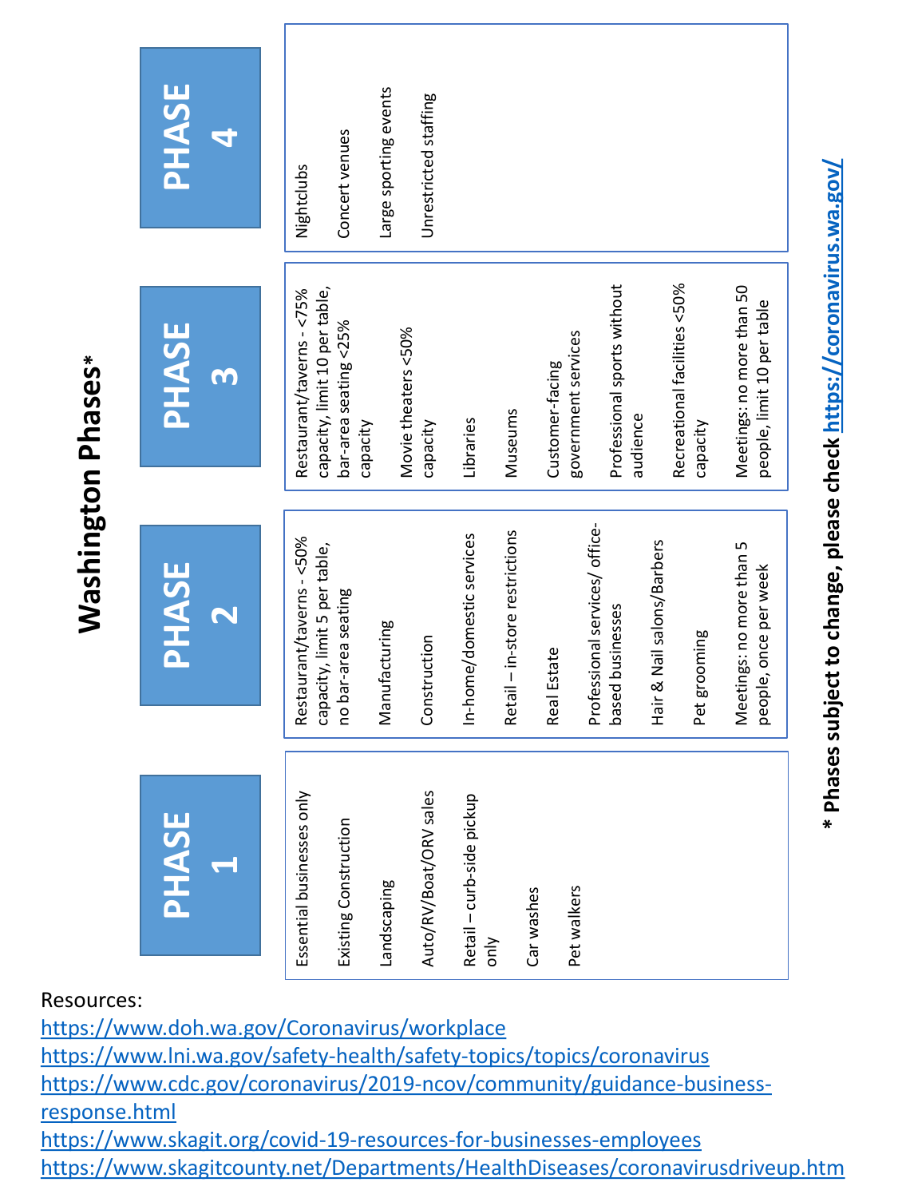# Washington Phases*

| PHASE 1 | PHASE 2 | PHASE 3 | PHASE 4 |
|---|---|---|---|
| Essential businesses only | Restaurant/taverns - <50% capacity, limit 5 per table, no bar-area seating | Restaurant/taverns - <75% capacity, limit 10 per table, bar-area seating <25% capacity | Nightclubs |
| Existing Construction | Manufacturing | Movie theaters <50% capacity | Concert venues |
| Landscaping | Construction | Libraries | Large sporting events |
| Auto/RV/Boat/ORV sales | In-home/domestic services | Museums | Unrestricted staffing |
| Retail – curb-side pickup only | Retail – in-store restrictions | Customer-facing government services | |
| Car washes | Real Estate | Professional sports without audience | |
| Pet walkers | Professional services/ office-based businesses | Recreational facilities <50% capacity | |
| | Hair & Nail salons/Barbers | Meetings: no more than 50 people, limit 10 per table | |
| | Pet grooming | | |
| | Meetings: no more than 5 people, once per week | | |

**\* Phases subject to change, please check https://coronavirus.wa.gov/**

Resources:

https://www.doh.wa.gov/Coronavirus/workplace

https://www.lni.wa.gov/safety-health/safety-topics/topics/coronavirus

https://www.cdc.gov/coronavirus/2019-ncov/community/guidance-business-response.html

https://www.skagit.org/covid-19-resources-for-businesses-employees

https://www.skagitcounty.net/Departments/HealthDiseases/coronavirusdriveup.htm